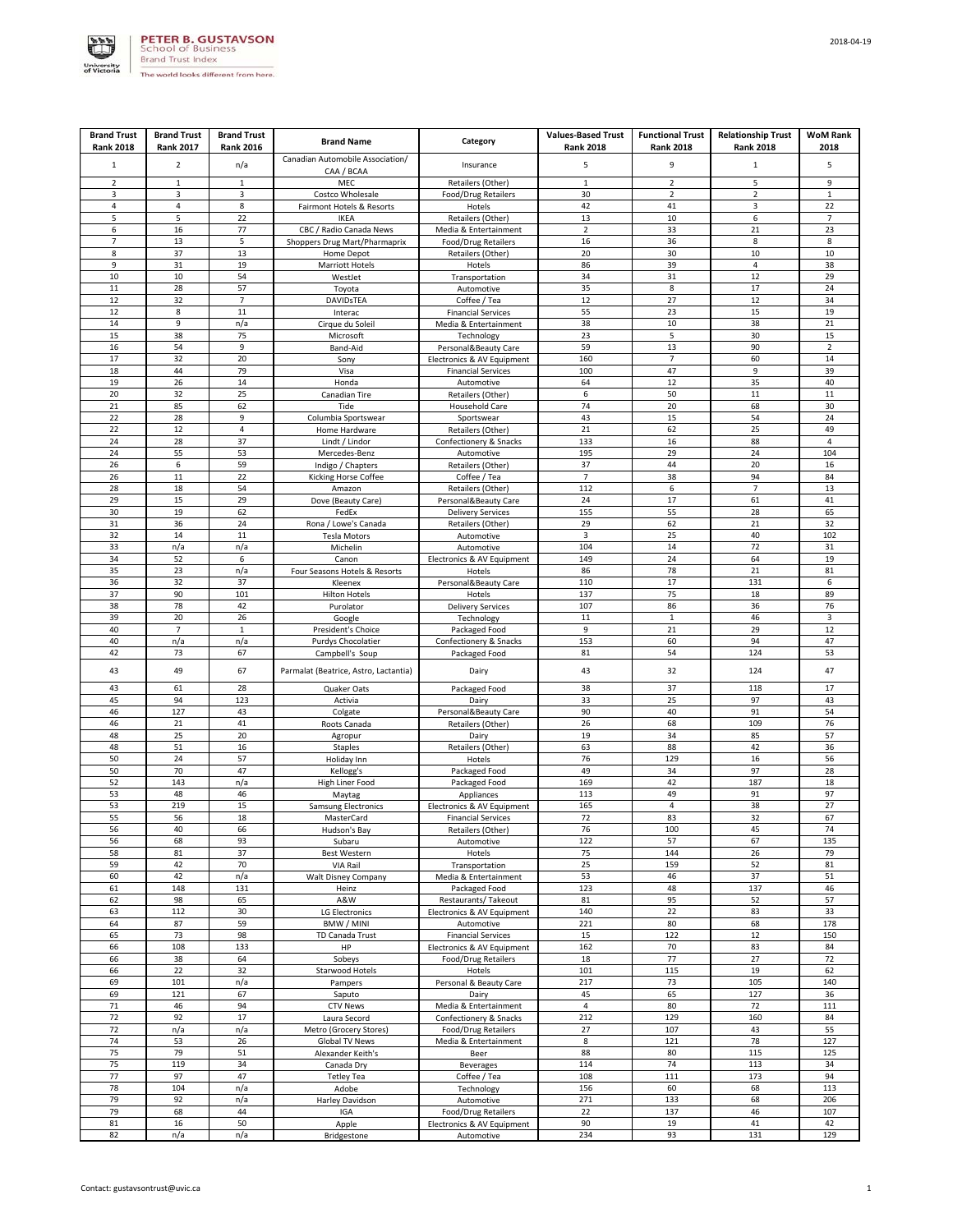| Brand Trust Rank 2018 | Brand Trust Rank 2017 | Brand Trust Rank 2016 | Brand Name | Category | Values-Based Trust Rank 2018 | Functional Trust Rank 2018 | Relationship Trust Rank 2018 | WoM Rank 2018 |
|---|---|---|---|---|---|---|---|---|
| 1 | 2 | n/a | Canadian Automobile Association/ CAA / BCAA | Insurance | 5 | 9 | 1 | 5 |
| 2 | 1 | 1 | MEC | Retailers (Other) | 1 | 2 | 5 | 9 |
| 3 | 3 | 3 | Costco Wholesale | Food/Drug Retailers | 30 | 2 | 2 | 1 |
| 4 | 4 | 8 | Fairmont Hotels & Resorts | Hotels | 42 | 41 | 3 | 22 |
| 5 | 5 | 22 | IKEA | Retailers (Other) | 13 | 10 | 6 | 7 |
| 6 | 16 | 77 | CBC / Radio Canada News | Media & Entertainment | 2 | 33 | 21 | 23 |
| 7 | 13 | 5 | Shoppers Drug Mart/Pharmaprix | Food/Drug Retailers | 16 | 36 | 8 | 8 |
| 8 | 37 | 13 | Home Depot | Retailers (Other) | 20 | 30 | 10 | 10 |
| 9 | 31 | 19 | Marriott Hotels | Hotels | 86 | 39 | 4 | 38 |
| 10 | 10 | 54 | WestJet | Transportation | 34 | 31 | 12 | 29 |
| 11 | 28 | 57 | Toyota | Automotive | 35 | 8 | 17 | 24 |
| 12 | 32 | 7 | DAVIDsTEA | Coffee / Tea | 12 | 27 | 12 | 34 |
| 12 | 8 | 11 | Interac | Financial Services | 55 | 23 | 15 | 19 |
| 14 | 9 | n/a | Cirque du Soleil | Media & Entertainment | 38 | 10 | 38 | 21 |
| 15 | 38 | 75 | Microsoft | Technology | 23 | 5 | 30 | 15 |
| 16 | 54 | 9 | Band-Aid | Personal&Beauty Care | 59 | 13 | 90 | 2 |
| 17 | 32 | 20 | Sony | Electronics & AV Equipment | 160 | 7 | 60 | 14 |
| 18 | 44 | 79 | Visa | Financial Services | 100 | 47 | 9 | 39 |
| 19 | 26 | 14 | Honda | Automotive | 64 | 12 | 35 | 40 |
| 20 | 32 | 25 | Canadian Tire | Retailers (Other) | 6 | 50 | 11 | 11 |
| 21 | 85 | 62 | Tide | Household Care | 74 | 20 | 68 | 30 |
| 22 | 28 | 9 | Columbia Sportswear | Sportswear | 43 | 15 | 54 | 24 |
| 22 | 12 | 4 | Home Hardware | Retailers (Other) | 21 | 62 | 25 | 49 |
| 24 | 28 | 37 | Lindt / Lindor | Confectionery & Snacks | 133 | 16 | 88 | 4 |
| 24 | 55 | 53 | Mercedes-Benz | Automotive | 195 | 29 | 24 | 104 |
| 26 | 6 | 59 | Indigo / Chapters | Retailers (Other) | 37 | 44 | 20 | 16 |
| 26 | 11 | 22 | Kicking Horse Coffee | Coffee / Tea | 7 | 38 | 94 | 84 |
| 28 | 18 | 54 | Amazon | Retailers (Other) | 112 | 6 | 7 | 13 |
| 29 | 15 | 29 | Dove (Beauty Care) | Personal&Beauty Care | 24 | 17 | 61 | 41 |
| 30 | 19 | 62 | FedEx | Delivery Services | 155 | 55 | 28 | 65 |
| 31 | 36 | 24 | Rona / Lowe's Canada | Retailers (Other) | 29 | 62 | 21 | 32 |
| 32 | 14 | 11 | Tesla Motors | Automotive | 3 | 25 | 40 | 102 |
| 33 | n/a | n/a | Michelin | Automotive | 104 | 14 | 72 | 31 |
| 34 | 52 | 6 | Canon | Electronics & AV Equipment | 149 | 24 | 64 | 19 |
| 35 | 23 | n/a | Four Seasons Hotels & Resorts | Hotels | 86 | 78 | 21 | 81 |
| 36 | 32 | 37 | Kleenex | Personal&Beauty Care | 110 | 17 | 131 | 6 |
| 37 | 90 | 101 | Hilton Hotels | Hotels | 137 | 75 | 18 | 89 |
| 38 | 78 | 42 | Purolator | Delivery Services | 107 | 86 | 36 | 76 |
| 39 | 20 | 26 | Google | Technology | 11 | 1 | 46 | 3 |
| 40 | 7 | 1 | President's Choice | Packaged Food | 9 | 21 | 29 | 12 |
| 40 | n/a | n/a | Purdys Chocolatier | Confectionery & Snacks | 153 | 60 | 94 | 47 |
| 42 | 73 | 67 | Campbell's Soup | Packaged Food | 81 | 54 | 124 | 53 |
| 43 | 49 | 67 | Parmalat (Beatrice, Astro, Lactantia) | Dairy | 43 | 32 | 124 | 47 |
| 43 | 61 | 28 | Quaker Oats | Packaged Food | 38 | 37 | 118 | 17 |
| 45 | 94 | 123 | Activia | Dairy | 33 | 25 | 97 | 43 |
| 46 | 127 | 43 | Colgate | Personal&Beauty Care | 90 | 40 | 91 | 54 |
| 46 | 21 | 41 | Roots Canada | Retailers (Other) | 26 | 68 | 109 | 76 |
| 48 | 25 | 20 | Agropur | Dairy | 19 | 34 | 85 | 57 |
| 48 | 51 | 16 | Staples | Retailers (Other) | 63 | 88 | 42 | 36 |
| 50 | 24 | 57 | Holiday Inn | Hotels | 76 | 129 | 16 | 56 |
| 50 | 70 | 47 | Kellogg's | Packaged Food | 49 | 34 | 97 | 28 |
| 52 | 143 | n/a | High Liner Food | Packaged Food | 169 | 42 | 187 | 18 |
| 53 | 48 | 46 | Maytag | Appliances | 113 | 49 | 91 | 97 |
| 53 | 219 | 15 | Samsung Electronics | Electronics & AV Equipment | 165 | 4 | 38 | 27 |
| 55 | 56 | 18 | MasterCard | Financial Services | 72 | 83 | 32 | 67 |
| 56 | 40 | 66 | Hudson's Bay | Retailers (Other) | 76 | 100 | 45 | 74 |
| 56 | 68 | 93 | Subaru | Automotive | 122 | 57 | 67 | 135 |
| 58 | 81 | 37 | Best Western | Hotels | 75 | 144 | 26 | 79 |
| 59 | 42 | 70 | VIA Rail | Transportation | 25 | 159 | 52 | 81 |
| 60 | 42 | n/a | Walt Disney Company | Media & Entertainment | 53 | 46 | 37 | 51 |
| 61 | 148 | 131 | Heinz | Packaged Food | 123 | 48 | 137 | 46 |
| 62 | 98 | 65 | A&W | Restaurants/ Takeout | 81 | 95 | 52 | 57 |
| 63 | 112 | 30 | LG Electronics | Electronics & AV Equipment | 140 | 22 | 83 | 33 |
| 64 | 87 | 59 | BMW / MINI | Automotive | 221 | 80 | 68 | 178 |
| 65 | 73 | 98 | TD Canada Trust | Financial Services | 15 | 122 | 12 | 150 |
| 66 | 108 | 133 | HP | Electronics & AV Equipment | 162 | 70 | 83 | 84 |
| 66 | 38 | 64 | Sobeys | Food/Drug Retailers | 18 | 77 | 27 | 72 |
| 66 | 22 | 32 | Starwood Hotels | Hotels | 101 | 115 | 19 | 62 |
| 69 | 101 | n/a | Pampers | Personal & Beauty Care | 217 | 73 | 105 | 140 |
| 69 | 121 | 67 | Saputo | Dairy | 45 | 65 | 127 | 36 |
| 71 | 46 | 94 | CTV News | Media & Entertainment | 4 | 80 | 72 | 111 |
| 72 | 92 | 17 | Laura Secord | Confectionery & Snacks | 212 | 129 | 160 | 84 |
| 72 | n/a | n/a | Metro (Grocery Stores) | Food/Drug Retailers | 27 | 107 | 43 | 55 |
| 74 | 53 | 26 | Global TV News | Media & Entertainment | 8 | 121 | 78 | 127 |
| 75 | 79 | 51 | Alexander Keith's | Beer | 88 | 80 | 115 | 125 |
| 75 | 119 | 34 | Canada Dry | Beverages | 114 | 74 | 113 | 34 |
| 77 | 97 | 47 | Tetley Tea | Coffee / Tea | 108 | 111 | 173 | 94 |
| 78 | 104 | n/a | Adobe | Technology | 156 | 60 | 68 | 113 |
| 79 | 92 | n/a | Harley Davidson | Automotive | 271 | 133 | 68 | 206 |
| 79 | 68 | 44 | IGA | Food/Drug Retailers | 22 | 137 | 46 | 107 |
| 81 | 16 | 50 | Apple | Electronics & AV Equipment | 90 | 19 | 41 | 42 |
| 82 | n/a | n/a | Bridgestone | Automotive | 234 | 93 | 131 | 129 |

Contact: gustavsontrust@uvic.ca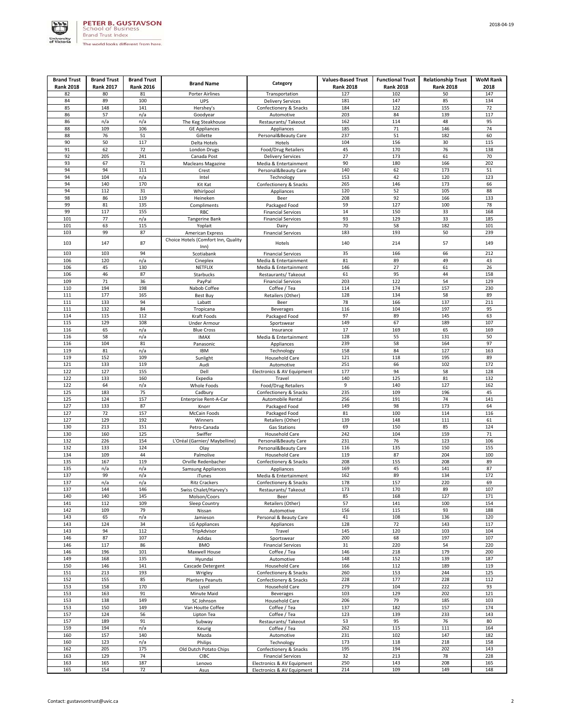| Brand Trust Rank 2018 | Brand Trust Rank 2017 | Brand Trust Rank 2016 | Brand Name | Category | Values-Based Trust Rank 2018 | Functional Trust Rank 2018 | Relationship Trust Rank 2018 | WoM Rank 2018 |
|---|---|---|---|---|---|---|---|---|
| 82 | 80 | 81 | Porter Airlines | Transportation | 127 | 102 | 50 | 147 |
| 84 | 89 | 100 | UPS | Delivery Services | 181 | 147 | 85 | 134 |
| 85 | 148 | 141 | Hershey's | Confectionery & Snacks | 184 | 122 | 155 | 72 |
| 86 | 57 | n/a | Goodyear | Automotive | 203 | 84 | 139 | 117 |
| 86 | n/a | n/a | The Keg Steakhouse | Restaurants/ Takeout | 162 | 114 | 48 | 95 |
| 88 | 109 | 106 | GE Appliances | Appliances | 185 | 71 | 146 | 74 |
| 88 | 76 | 51 | Gillette | Personal&Beauty Care | 237 | 51 | 182 | 60 |
| 90 | 50 | 117 | Delta Hotels | Hotels | 104 | 156 | 30 | 115 |
| 91 | 62 | 72 | London Drugs | Food/Drug Retailers | 45 | 170 | 76 | 138 |
| 92 | 205 | 241 | Canada Post | Delivery Services | 27 | 173 | 61 | 70 |
| 93 | 67 | 71 | Macleans Magazine | Media & Entertainment | 90 | 180 | 166 | 202 |
| 94 | 94 | 111 | Crest | Personal&Beauty Care | 140 | 62 | 173 | 51 |
| 94 | 104 | n/a | Intel | Technology | 153 | 42 | 120 | 123 |
| 94 | 140 | 170 | Kit Kat | Confectionery & Snacks | 265 | 146 | 173 | 66 |
| 94 | 112 | 31 | Whirlpool | Appliances | 120 | 52 | 105 | 88 |
| 98 | 86 | 119 | Heineken | Beer | 208 | 92 | 166 | 133 |
| 99 | 81 | 135 | Compliments | Packaged Food | 59 | 127 | 100 | 78 |
| 99 | 117 | 155 | RBC | Financial Services | 14 | 150 | 33 | 168 |
| 101 | 77 | n/a | Tangerine Bank | Financial Services | 93 | 129 | 33 | 185 |
| 101 | 63 | 115 | Yoplait | Dairy | 70 | 58 | 182 | 101 |
| 103 | 99 | 87 | American Express | Financial Services | 183 | 193 | 50 | 239 |
| 103 | 147 | 87 | Choice Hotels (Comfort Inn, Quality Inn) | Hotels | 140 | 214 | 57 | 149 |
| 103 | 103 | 94 | Scotiabank | Financial Services | 35 | 166 | 66 | 212 |
| 106 | 120 | n/a | Cineplex | Media & Entertainment | 81 | 89 | 49 | 43 |
| 106 | 45 | 130 | NETFLIX | Media & Entertainment | 146 | 27 | 61 | 26 |
| 106 | 46 | 87 | Starbucks | Restaurants/ Takeout | 61 | 95 | 44 | 158 |
| 109 | 71 | 36 | PayPal | Financial Services | 203 | 122 | 54 | 129 |
| 110 | 194 | 198 | Nabob Coffee | Coffee / Tea | 114 | 174 | 157 | 230 |
| 111 | 177 | 165 | Best Buy | Retailers (Other) | 128 | 134 | 58 | 89 |
| 111 | 133 | 94 | Labatt | Beer | 78 | 166 | 137 | 211 |
| 111 | 132 | 84 | Tropicana | Beverages | 116 | 104 | 197 | 95 |
| 114 | 115 | 112 | Kraft Foods | Packaged Food | 97 | 89 | 145 | 63 |
| 115 | 129 | 108 | Under Armour | Sportswear | 149 | 67 | 189 | 107 |
| 116 | 65 | n/a | Blue Cross | Insurance | 17 | 169 | 65 | 169 |
| 116 | 58 | n/a | IMAX | Media & Entertainment | 128 | 55 | 131 | 50 |
| 116 | 104 | 81 | Panasonic | Appliances | 239 | 58 | 164 | 97 |
| 119 | 81 | n/a | IBM | Technology | 158 | 84 | 127 | 163 |
| 119 | 152 | 109 | Sunlight | Household Care | 121 | 118 | 195 | 89 |
| 121 | 133 | 119 | Audi | Automotive | 251 | 66 | 102 | 172 |
| 122 | 127 | 155 | Dell | Electronics & AV Equipment | 177 | 94 | 58 | 128 |
| 122 | 133 | 160 | Expedia | Travel | 140 | 125 | 81 | 132 |
| 122 | 64 | n/a | Whole Foods | Food/Drug Retailers | 9 | 140 | 127 | 162 |
| 125 | 183 | 75 | Cadbury | Confectionery & Snacks | 235 | 109 | 196 | 45 |
| 125 | 124 | 157 | Enterprise Rent-A-Car | Automobile Rental | 256 | 191 | 74 | 141 |
| 127 | 133 | 87 | Knorr | Packaged Food | 149 | 98 | 173 | 64 |
| 127 | 72 | 157 | McCain Foods | Packaged Food | 81 | 100 | 114 | 116 |
| 127 | 129 | 192 | Winners | Retailers (Other) | 139 | 148 | 111 | 61 |
| 130 | 213 | 151 | Petro-Canada | Gas Stations | 69 | 150 | 85 | 124 |
| 130 | 160 | 125 | Swiffer | Household Care | 242 | 104 | 159 | 71 |
| 132 | 226 | 154 | L'Oréal (Garnier/ Maybelline) | Personal&Beauty Care | 231 | 76 | 123 | 106 |
| 132 | 133 | 124 | Olay | Personal&Beauty Care | 116 | 135 | 150 | 155 |
| 134 | 109 | 44 | Palmolive | Household Care | 119 | 87 | 204 | 100 |
| 135 | 167 | 119 | Orville Redenbacher | Confectionery & Snacks | 208 | 155 | 208 | 89 |
| 135 | n/a | n/a | Samsung Appliances | Appliances | 169 | 45 | 141 | 87 |
| 137 | 99 | n/a | iTunes | Media & Entertainment | 162 | 89 | 134 | 172 |
| 137 | n/a | n/a | Ritz Crackers | Confectionery & Snacks | 178 | 157 | 220 | 69 |
| 137 | 144 | 146 | Swiss Chalet/Harvey's | Restaurants/ Takeout | 173 | 170 | 89 | 107 |
| 140 | 140 | 145 | Molson/Coors | Beer | 85 | 168 | 127 | 171 |
| 141 | 112 | 109 | Sleep Country | Retailers (Other) | 57 | 141 | 100 | 154 |
| 142 | 109 | 79 | Nissan | Automotive | 156 | 115 | 93 | 188 |
| 143 | 65 | n/a | Jamieson | Personal & Beauty Care | 41 | 108 | 136 | 120 |
| 143 | 124 | 34 | LG Appliances | Appliances | 128 | 72 | 143 | 117 |
| 143 | 94 | 112 | TripAdvisor | Travel | 145 | 120 | 103 | 104 |
| 146 | 87 | 107 | Adidas | Sportswear | 200 | 68 | 197 | 107 |
| 146 | 117 | 86 | BMO | Financial Services | 31 | 220 | 54 | 220 |
| 146 | 196 | 101 | Maxwell House | Coffee / Tea | 146 | 218 | 179 | 200 |
| 149 | 168 | 135 | Hyundai | Automotive | 148 | 152 | 139 | 187 |
| 150 | 146 | 141 | Cascade Detergent | Household Care | 166 | 112 | 189 | 119 |
| 151 | 213 | 193 | Wrigley | Confectionery & Snacks | 260 | 153 | 244 | 125 |
| 152 | 155 | 85 | Planters Peanuts | Confectionery & Snacks | 228 | 177 | 228 | 112 |
| 153 | 158 | 170 | Lysol | Household Care | 279 | 104 | 222 | 93 |
| 153 | 163 | 91 | Minute Maid | Beverages | 103 | 129 | 202 | 121 |
| 153 | 138 | 149 | SC Johnson | Household Care | 206 | 79 | 185 | 103 |
| 153 | 150 | 149 | Van Houtte Coffee | Coffee / Tea | 137 | 182 | 157 | 174 |
| 157 | 124 | 56 | Lipton Tea | Coffee / Tea | 123 | 139 | 233 | 143 |
| 157 | 189 | 91 | Subway | Restaurants/ Takeout | 53 | 95 | 76 | 80 |
| 159 | 194 | n/a | Keurig | Coffee / Tea | 262 | 115 | 111 | 164 |
| 160 | 157 | 140 | Mazda | Automotive | 231 | 102 | 147 | 182 |
| 160 | 123 | n/a | Philips | Technology | 173 | 118 | 218 | 158 |
| 162 | 205 | 175 | Old Dutch Potato Chips | Confectionery & Snacks | 195 | 194 | 202 | 143 |
| 163 | 129 | 74 | CIBC | Financial Services | 32 | 213 | 78 | 228 |
| 163 | 165 | 187 | Lenovo | Electronics & AV Equipment | 250 | 143 | 208 | 165 |
| 165 | 154 | 72 | Asus | Electronics & AV Equipment | 214 | 109 | 149 | 148 |

Contact: gustavsontrust@uvic.ca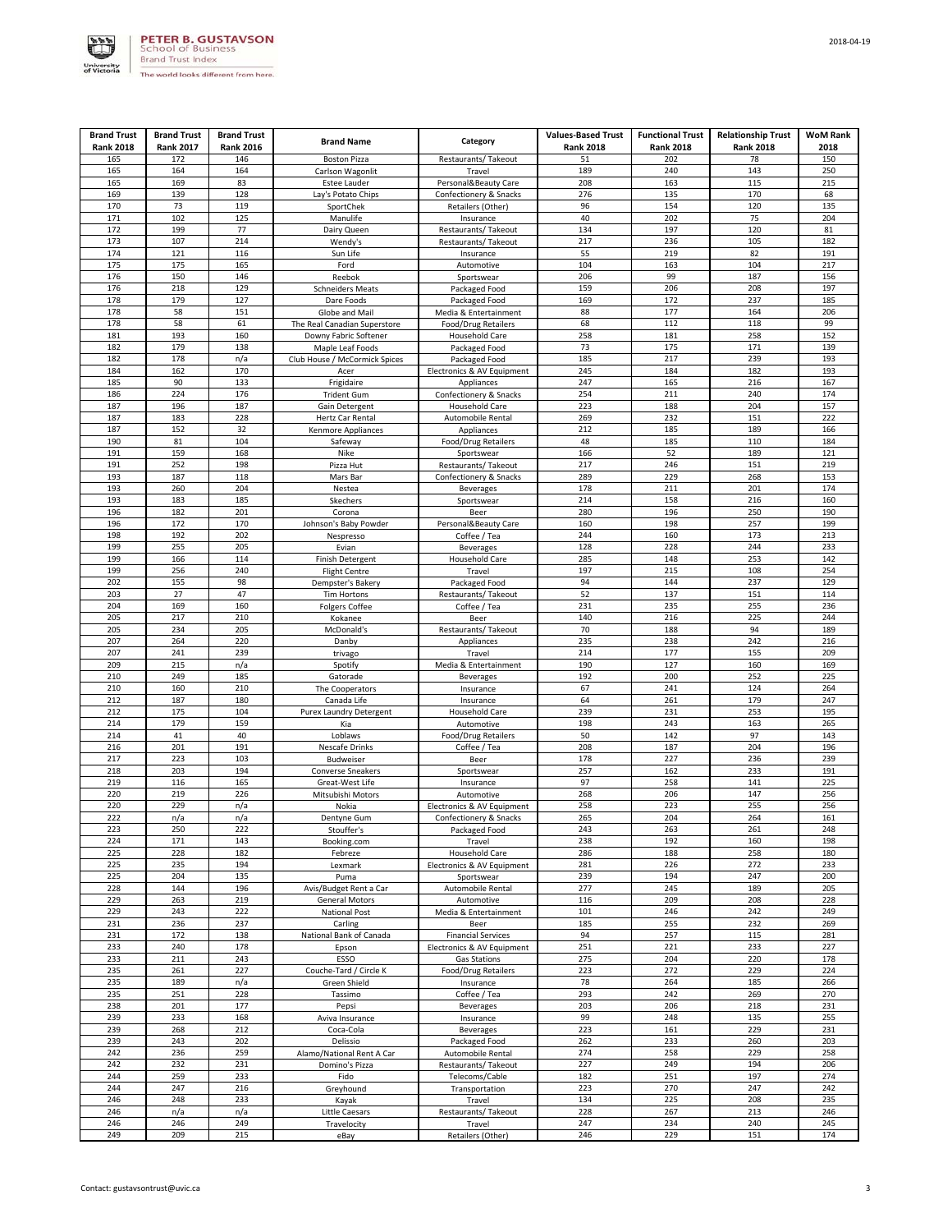| Brand Trust Rank 2018 | Brand Trust Rank 2017 | Brand Trust Rank 2016 | Brand Name | Category | Values-Based Trust Rank 2018 | Functional Trust Rank 2018 | Relationship Trust Rank 2018 | WoM Rank 2018 |
|---|---|---|---|---|---|---|---|---|
| 165 | 172 | 146 | Boston Pizza | Restaurants/ Takeout | 51 | 202 | 78 | 150 |
| 165 | 164 | 164 | Carlson Wagonlit | Travel | 189 | 240 | 143 | 250 |
| 165 | 169 | 83 | Estee Lauder | Personal&Beauty Care | 208 | 163 | 115 | 215 |
| 169 | 139 | 128 | Lay's Potato Chips | Confectionery & Snacks | 276 | 135 | 170 | 68 |
| 170 | 73 | 119 | SportChek | Retailers (Other) | 96 | 154 | 120 | 135 |
| 171 | 102 | 125 | Manulife | Insurance | 40 | 202 | 75 | 204 |
| 172 | 199 | 77 | Dairy Queen | Restaurants/ Takeout | 134 | 197 | 120 | 81 |
| 173 | 107 | 214 | Wendy's | Restaurants/ Takeout | 217 | 236 | 105 | 182 |
| 174 | 121 | 116 | Sun Life | Insurance | 55 | 219 | 82 | 191 |
| 175 | 175 | 165 | Ford | Automotive | 104 | 163 | 104 | 217 |
| 176 | 150 | 146 | Reebok | Sportswear | 206 | 99 | 187 | 156 |
| 176 | 218 | 129 | Schneiders Meats | Packaged Food | 159 | 206 | 208 | 197 |
| 178 | 179 | 127 | Dare Foods | Packaged Food | 169 | 172 | 237 | 185 |
| 178 | 58 | 151 | Globe and Mail | Media & Entertainment | 88 | 177 | 164 | 206 |
| 178 | 58 | 61 | The Real Canadian Superstore | Food/Drug Retailers | 68 | 112 | 118 | 99 |
| 181 | 193 | 160 | Downy Fabric Softener | Household Care | 258 | 181 | 258 | 152 |
| 182 | 179 | 138 | Maple Leaf Foods | Packaged Food | 73 | 175 | 171 | 139 |
| 182 | 178 | n/a | Club House / McCormick Spices | Packaged Food | 185 | 217 | 239 | 193 |
| 184 | 162 | 170 | Acer | Electronics & AV Equipment | 245 | 184 | 182 | 193 |
| 185 | 90 | 133 | Frigidaire | Appliances | 247 | 165 | 216 | 167 |
| 186 | 224 | 176 | Trident Gum | Confectionery & Snacks | 254 | 211 | 240 | 174 |
| 187 | 196 | 187 | Gain Detergent | Household Care | 223 | 188 | 204 | 157 |
| 187 | 183 | 228 | Hertz Car Rental | Automobile Rental | 269 | 232 | 151 | 222 |
| 187 | 152 | 32 | Kenmore Appliances | Appliances | 212 | 185 | 189 | 166 |
| 190 | 81 | 104 | Safeway | Food/Drug Retailers | 48 | 185 | 110 | 184 |
| 191 | 159 | 168 | Nike | Sportswear | 166 | 52 | 189 | 121 |
| 191 | 252 | 198 | Pizza Hut | Restaurants/ Takeout | 217 | 246 | 151 | 219 |
| 193 | 187 | 118 | Mars Bar | Confectionery & Snacks | 289 | 229 | 268 | 153 |
| 193 | 260 | 204 | Nestea | Beverages | 178 | 211 | 201 | 174 |
| 193 | 183 | 185 | Skechers | Sportswear | 214 | 158 | 216 | 160 |
| 196 | 182 | 201 | Corona | Beer | 280 | 196 | 250 | 190 |
| 196 | 172 | 170 | Johnson's Baby Powder | Personal&Beauty Care | 160 | 198 | 257 | 199 |
| 198 | 192 | 202 | Nespresso | Coffee / Tea | 244 | 160 | 173 | 213 |
| 199 | 255 | 205 | Evian | Beverages | 128 | 228 | 244 | 233 |
| 199 | 166 | 114 | Finish Detergent | Household Care | 285 | 148 | 253 | 142 |
| 199 | 256 | 240 | Flight Centre | Travel | 197 | 215 | 108 | 254 |
| 202 | 155 | 98 | Dempster's Bakery | Packaged Food | 94 | 144 | 237 | 129 |
| 203 | 27 | 47 | Tim Hortons | Restaurants/ Takeout | 52 | 137 | 151 | 114 |
| 204 | 169 | 160 | Folgers Coffee | Coffee / Tea | 231 | 235 | 255 | 236 |
| 205 | 217 | 210 | Kokanee | Beer | 140 | 216 | 225 | 244 |
| 205 | 234 | 205 | McDonald's | Restaurants/ Takeout | 70 | 188 | 94 | 189 |
| 207 | 264 | 220 | Danby | Appliances | 235 | 238 | 242 | 216 |
| 207 | 241 | 239 | trivago | Travel | 214 | 177 | 155 | 209 |
| 209 | 215 | n/a | Spotify | Media & Entertainment | 190 | 127 | 160 | 169 |
| 210 | 249 | 185 | Gatorade | Beverages | 192 | 200 | 252 | 225 |
| 210 | 160 | 210 | The Cooperators | Insurance | 67 | 241 | 124 | 264 |
| 212 | 187 | 180 | Canada Life | Insurance | 64 | 261 | 179 | 247 |
| 212 | 175 | 104 | Purex Laundry Detergent | Household Care | 239 | 231 | 253 | 195 |
| 214 | 179 | 159 | Kia | Automotive | 198 | 243 | 163 | 265 |
| 214 | 41 | 40 | Loblaws | Food/Drug Retailers | 50 | 142 | 97 | 143 |
| 216 | 201 | 191 | Nescafe Drinks | Coffee / Tea | 208 | 187 | 204 | 196 |
| 217 | 223 | 103 | Budweiser | Beer | 178 | 227 | 236 | 239 |
| 218 | 203 | 194 | Converse Sneakers | Sportswear | 257 | 162 | 233 | 191 |
| 219 | 116 | 165 | Great-West Life | Insurance | 97 | 258 | 141 | 225 |
| 220 | 219 | 226 | Mitsubishi Motors | Automotive | 268 | 206 | 147 | 256 |
| 220 | 229 | n/a | Nokia | Electronics & AV Equipment | 258 | 223 | 255 | 256 |
| 222 | n/a | n/a | Dentyne Gum | Confectionery & Snacks | 265 | 204 | 264 | 161 |
| 223 | 250 | 222 | Stouffer's | Packaged Food | 243 | 263 | 261 | 248 |
| 224 | 171 | 143 | Booking.com | Travel | 238 | 192 | 160 | 198 |
| 225 | 228 | 182 | Febreze | Household Care | 286 | 188 | 258 | 180 |
| 225 | 235 | 194 | Lexmark | Electronics & AV Equipment | 281 | 226 | 272 | 233 |
| 225 | 204 | 135 | Puma | Sportswear | 239 | 194 | 247 | 200 |
| 228 | 144 | 196 | Avis/Budget Rent a Car | Automobile Rental | 277 | 245 | 189 | 205 |
| 229 | 263 | 219 | General Motors | Automotive | 116 | 209 | 208 | 228 |
| 229 | 243 | 222 | National Post | Media & Entertainment | 101 | 246 | 242 | 249 |
| 231 | 236 | 237 | Carling | Beer | 185 | 255 | 232 | 269 |
| 231 | 172 | 138 | National Bank of Canada | Financial Services | 94 | 257 | 115 | 281 |
| 233 | 240 | 178 | Epson | Electronics & AV Equipment | 251 | 221 | 233 | 227 |
| 233 | 211 | 243 | ESSO | Gas Stations | 275 | 204 | 220 | 178 |
| 235 | 261 | 227 | Couche-Tard / Circle K | Food/Drug Retailers | 223 | 272 | 229 | 224 |
| 235 | 189 | n/a | Green Shield | Insurance | 78 | 264 | 185 | 266 |
| 235 | 251 | 228 | Tassimo | Coffee / Tea | 293 | 242 | 269 | 270 |
| 238 | 201 | 177 | Pepsi | Beverages | 203 | 206 | 218 | 231 |
| 239 | 233 | 168 | Aviva Insurance | Insurance | 99 | 248 | 135 | 255 |
| 239 | 268 | 212 | Coca-Cola | Beverages | 223 | 161 | 229 | 231 |
| 239 | 243 | 202 | Delissio | Packaged Food | 262 | 233 | 260 | 203 |
| 242 | 236 | 259 | Alamo/National Rent A Car | Automobile Rental | 274 | 258 | 229 | 258 |
| 242 | 232 | 231 | Domino's Pizza | Restaurants/ Takeout | 227 | 249 | 194 | 206 |
| 244 | 259 | 233 | Fido | Telecoms/Cable | 182 | 251 | 197 | 274 |
| 244 | 247 | 216 | Greyhound | Transportation | 223 | 270 | 247 | 242 |
| 246 | 248 | 233 | Kayak | Travel | 134 | 225 | 208 | 235 |
| 246 | n/a | n/a | Little Caesars | Restaurants/ Takeout | 228 | 267 | 213 | 246 |
| 246 | 246 | 249 | Travelocity | Travel | 247 | 234 | 240 | 245 |
| 249 | 209 | 215 | eBay | Retailers (Other) | 246 | 229 | 151 | 174 |

Contact: gustavsontrust@uvic.ca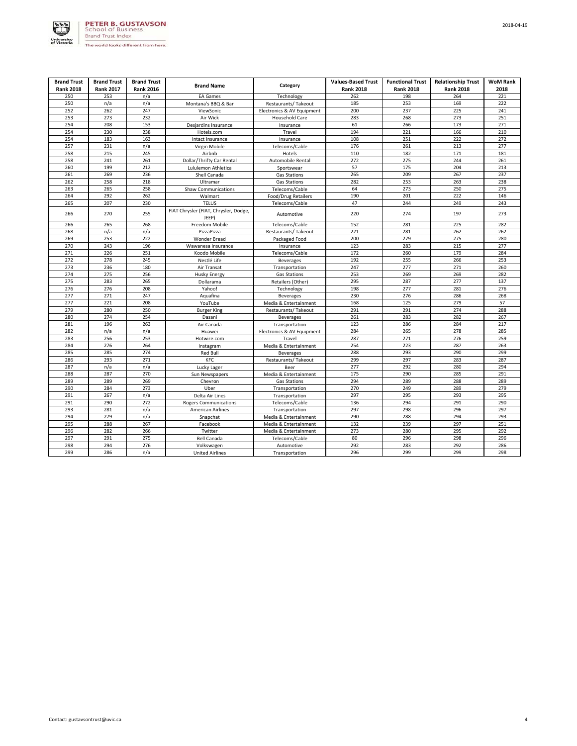| Brand Trust Rank 2018 | Brand Trust Rank 2017 | Brand Trust Rank 2016 | Brand Name | Category | Values-Based Trust Rank 2018 | Functional Trust Rank 2018 | Relationship Trust Rank 2018 | WoM Rank 2018 |
|---|---|---|---|---|---|---|---|---|
| 250 | 253 | n/a | EA Games | Technology | 262 | 198 | 264 | 221 |
| 250 | n/a | n/a | Montana's BBQ & Bar | Restaurants/ Takeout | 185 | 253 | 169 | 222 |
| 252 | 262 | 247 | ViewSonic | Electronics & AV Equipment | 200 | 237 | 225 | 241 |
| 253 | 273 | 232 | Air Wick | Household Care | 283 | 268 | 273 | 251 |
| 254 | 208 | 153 | Desjardins Insurance | Insurance | 61 | 266 | 173 | 271 |
| 254 | 230 | 238 | Hotels.com | Travel | 194 | 221 | 166 | 210 |
| 254 | 183 | 163 | Intact Insurance | Insurance | 108 | 251 | 222 | 272 |
| 257 | 231 | n/a | Virgin Mobile | Telecoms/Cable | 176 | 261 | 213 | 277 |
| 258 | 215 | 245 | Airbnb | Hotels | 110 | 182 | 171 | 181 |
| 258 | 241 | 261 | Dollar/Thrifty Car Rental | Automobile Rental | 272 | 275 | 244 | 261 |
| 260 | 199 | 212 | Lululemon Athletica | Sportswear | 57 | 175 | 204 | 213 |
| 261 | 269 | 236 | Shell Canada | Gas Stations | 265 | 209 | 267 | 237 |
| 262 | 258 | 218 | Ultramar | Gas Stations | 282 | 253 | 263 | 238 |
| 263 | 265 | 258 | Shaw Communications | Telecoms/Cable | 64 | 273 | 250 | 275 |
| 264 | 292 | 262 | Walmart | Food/Drug Retailers | 190 | 201 | 222 | 146 |
| 265 | 207 | 230 | TELUS | Telecoms/Cable | 47 | 244 | 249 | 243 |
| 266 | 270 | 255 | FIAT Chrysler (FIAT, Chrysler, Dodge, JEEP) | Automotive | 220 | 274 | 197 | 273 |
| 266 | 265 | 268 | Freedom Mobile | Telecoms/Cable | 152 | 281 | 225 | 282 |
| 268 | n/a | n/a | PizzaPizza | Restaurants/ Takeout | 221 | 281 | 262 | 262 |
| 269 | 253 | 222 | Wonder Bread | Packaged Food | 200 | 279 | 275 | 280 |
| 270 | 243 | 196 | Wawanesa Insurance | Insurance | 123 | 283 | 215 | 277 |
| 271 | 226 | 251 | Koodo Mobile | Telecoms/Cable | 172 | 260 | 179 | 284 |
| 272 | 278 | 245 | Nestlé Life | Beverages | 192 | 255 | 266 | 253 |
| 273 | 236 | 180 | Air Transat | Transportation | 247 | 277 | 271 | 260 |
| 274 | 275 | 256 | Husky Energy | Gas Stations | 253 | 269 | 269 | 282 |
| 275 | 283 | 265 | Dollarama | Retailers (Other) | 295 | 287 | 277 | 137 |
| 276 | 276 | 208 | Yahoo! | Technology | 198 | 277 | 281 | 276 |
| 277 | 271 | 247 | Aquafina | Beverages | 230 | 276 | 286 | 268 |
| 277 | 221 | 208 | YouTube | Media & Entertainment | 168 | 125 | 279 | 57 |
| 279 | 280 | 250 | Burger King | Restaurants/ Takeout | 291 | 291 | 274 | 288 |
| 280 | 274 | 254 | Dasani | Beverages | 261 | 283 | 282 | 267 |
| 281 | 196 | 263 | Air Canada | Transportation | 123 | 286 | 284 | 217 |
| 282 | n/a | n/a | Huawei | Electronics & AV Equipment | 284 | 265 | 278 | 285 |
| 283 | 256 | 253 | Hotwire.com | Travel | 287 | 271 | 276 | 259 |
| 284 | 276 | 264 | Instagram | Media & Entertainment | 254 | 223 | 287 | 263 |
| 285 | 285 | 274 | Red Bull | Beverages | 288 | 293 | 290 | 299 |
| 286 | 293 | 271 | KFC | Restaurants/ Takeout | 299 | 297 | 283 | 287 |
| 287 | n/a | n/a | Lucky Lager | Beer | 277 | 292 | 280 | 294 |
| 288 | 287 | 270 | Sun Newspapers | Media & Entertainment | 175 | 290 | 285 | 291 |
| 289 | 289 | 269 | Chevron | Gas Stations | 294 | 289 | 288 | 289 |
| 290 | 284 | 273 | Uber | Transportation | 270 | 249 | 289 | 279 |
| 291 | 267 | n/a | Delta Air Lines | Transportation | 297 | 295 | 293 | 295 |
| 291 | 290 | 272 | Rogers Communications | Telecoms/Cable | 136 | 294 | 291 | 290 |
| 293 | 281 | n/a | American Airlines | Transportation | 297 | 298 | 296 | 297 |
| 294 | 279 | n/a | Snapchat | Media & Entertainment | 290 | 288 | 294 | 293 |
| 295 | 288 | 267 | Facebook | Media & Entertainment | 132 | 239 | 297 | 251 |
| 296 | 282 | 266 | Twitter | Media & Entertainment | 273 | 280 | 295 | 292 |
| 297 | 291 | 275 | Bell Canada | Telecoms/Cable | 80 | 296 | 298 | 296 |
| 298 | 294 | 276 | Volkswagen | Automotive | 292 | 283 | 292 | 286 |
| 299 | 286 | n/a | United Airlines | Transportation | 296 | 299 | 299 | 298 |

Contact: gustavsontrust@uvic.ca